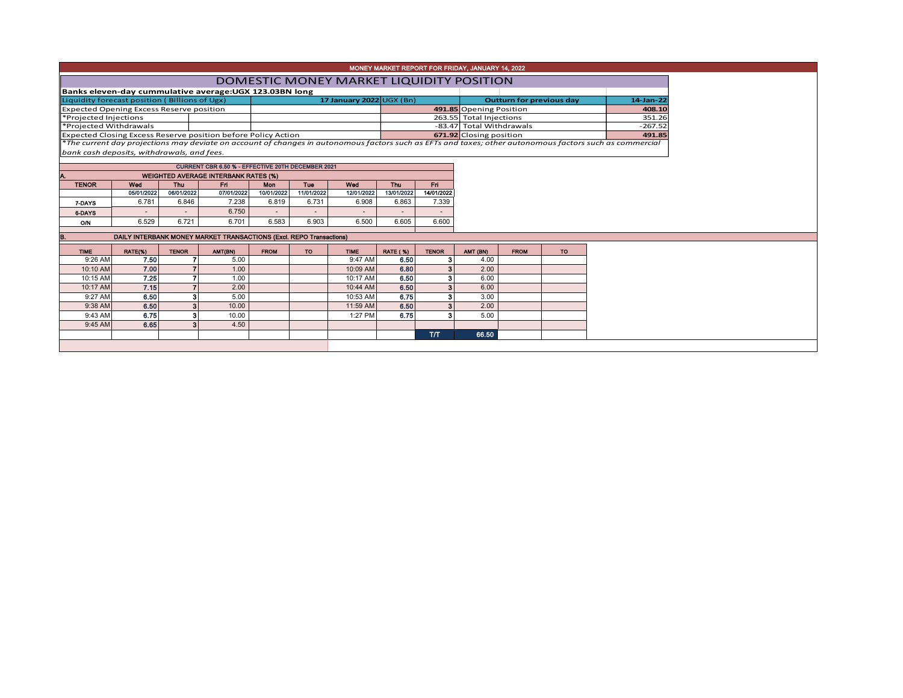# MONEY MARKET REPORT FOR FRIDAY, JANUARY 14, 2022

## DOMESTIC MONEY MARKET LIQUIDITY POSITION

**Banks eleven-day cummulative average:UGX 123.03BN long**

| Liquidity forecast position ( Billions of Ugx) | 17 January 2022 UGX (Bn) | Outturn for previous day | 14-Jan-22 |
|---|---|---|---|
| Expected Opening Excess Reserve position | **491.85** | Opening Position | **408.10** |
| *Projected Injections | 263.55 | Total Injections | 351.26 |
| *Projected Withdrawals | -83.47 | Total Withdrawals | -267.52 |
| Expected Closing Excess Reserve position before Policy Action | **671.92** | Closing position | **491.85** |

*\*The current day projections may deviate on account of changes in autonomous factors such as EFTs and taxes; other autonomous factors such as commercial bank cash deposits, withdrawals, and fees.*

**CURRENT CBR 6.50 % - EFFECTIVE 20TH DECEMBER 2021**

**A. WEIGHTED AVERAGE INTERBANK RATES (%)**

| TENOR | Wed 05/01/2022 | Thu 06/01/2022 | Fri 07/01/2022 | Mon 10/01/2022 | Tue 11/01/2022 | Wed 12/01/2022 | Thu 13/01/2022 | Fri 14/01/2022 |
|---|---|---|---|---|---|---|---|---|
| 7-DAYS | 6.781 | 6.846 | 7.238 | 6.819 | 6.731 | 6.908 | 6.863 | 7.339 |
| 6-DAYS | - | - | 6.750 | - | - | - | - | - |
| O/N | 6.529 | 6.721 | 6.701 | 6.583 | 6.903 | 6.500 | 6.605 | 6.600 |

**B. DAILY INTERBANK MONEY MARKET TRANSACTIONS (Excl. REPO Transactions)**

| TIME | RATE(%) | TENOR | AMT(BN) | FROM | TO | TIME | RATE (%) | TENOR | AMT (BN) | FROM | TO |
|---|---|---|---|---|---|---|---|---|---|---|---|
| 9:26 AM | **7.50** | 7 | 5.00 | | | 9:47 AM | **6.50** | 3 | 4.00 | | |
| 10:10 AM | **7.00** | 7 | 1.00 | | | 10:09 AM | **6.80** | 3 | 2.00 | | |
| 10:15 AM | **7.25** | 7 | 1.00 | | | 10:17 AM | **6.50** | 3 | 6.00 | | |
| 10:17 AM | **7.15** | 7 | 2.00 | | | 10:44 AM | **6.50** | 3 | 6.00 | | |
| 9:27 AM | **6.50** | 3 | 5.00 | | | 10:53 AM | **6.75** | 3 | 3.00 | | |
| 9:38 AM | **6.50** | 3 | 10.00 | | | 11:59 AM | **6.50** | 3 | 2.00 | | |
| 9:43 AM | **6.75** | 3 | 10.00 | | | 1:27 PM | **6.75** | 3 | 5.00 | | |
| 9:45 AM | **6.65** | 3 | 4.50 | | | | | | | | |
| | | | | | | | | T/T | **66.50** | | |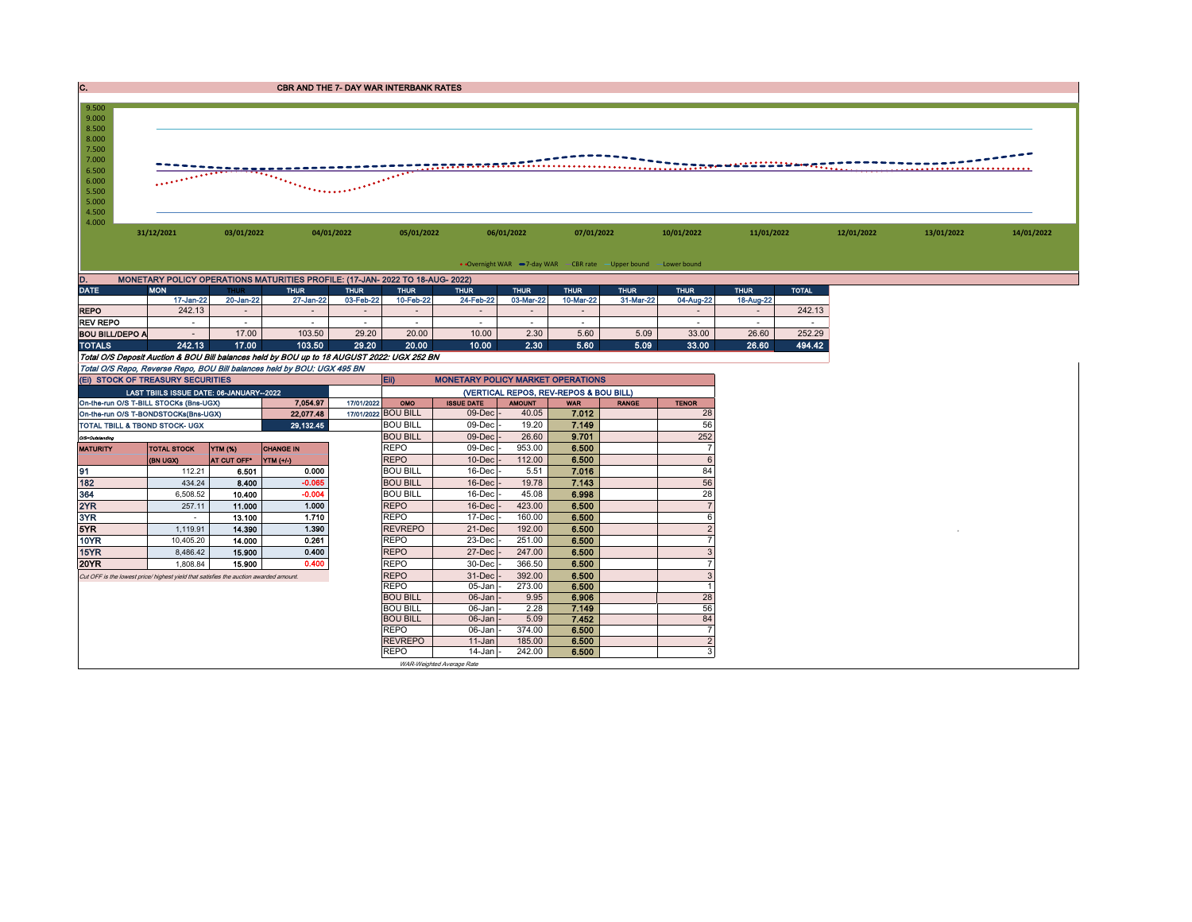## C. CBR AND THE 7- DAY WAR INTERBANK RATES

9.500
9.000
8.500
8.000
7.500
7.000
6.500
6.000
5.500
5.000
4.500
4.000

31/12/2021 03/01/2022 04/01/2022 05/01/2022 06/01/2022 07/01/2022 10/01/2022 11/01/2022 12/01/2022 13/01/2022 14/01/2022

Overnight WAR, 7-day WAR, CBR rate, Upper bound, Lower bound

## D. MONETARY POLICY OPERATIONS MATURITIES PROFILE: (17-JAN- 2022 TO 18-AUG- 2022)

| DATE | MON | THUR | THUR | THUR | THUR | THUR | THUR | THUR | THUR | THUR | THUR | TOTAL |
|---|---|---|---|---|---|---|---|---|---|---|---|---|
| | 17-Jan-22 | 20-Jan-22 | 27-Jan-22 | 03-Feb-22 | 10-Feb-22 | 24-Feb-22 | 03-Mar-22 | 10-Mar-22 | 31-Mar-22 | 04-Aug-22 | 18-Aug-22 | |
| REPO | 242.13 | - | - | - | - | - | - | - | | - | - | 242.13 |
| REV REPO | - | - | - | - | - | - | - | - | | - | - | - |
| BOU BILL/DEPO A | - | 17.00 | 103.50 | 29.20 | 20.00 | 10.00 | 2.30 | 5.60 | 5.09 | 33.00 | 26.60 | 252.29 |
| TOTALS | 242.13 | 17.00 | 103.50 | 29.20 | 20.00 | 10.00 | 2.30 | 5.60 | 5.09 | 33.00 | 26.60 | 494.42 |

*Total O/S Deposit Auction & BOU Bill balances held by BOU up to 18 AUGUST 2022: UGX 252 BN*

*Total O/S Repo, Reverse Repo, BOU Bill balances held by BOU: UGX 495 BN*

### (EI) STOCK OF TREASURY SECURITIES

| LAST TBIILS ISSUE DATE: 06-JANUARY--2022 | | |
|---|---|---|
| On-the-run O/S T-BILL STOCKs (Bns-UGX) | 7,054.97 | 17/01/2022 |
| On-the-run O/S T-BONDSTOCKs(Bns-UGX) | 22,077.48 | 17/01/2022 |
| TOTAL TBILL & TBOND STOCK- UGX | 29,132.45 | |

*O/S=Outstanding*

| MATURITY | TOTAL STOCK (BN UGX) | YTM (%) AT CUT OFF* | CHANGE IN YTM (+/-) |
|---|---|---|---|
| 91 | 112.21 | 6.501 | 0.000 |
| 182 | 434.24 | 8.400 | -0.065 |
| 364 | 6,508.52 | 10.400 | -0.004 |
| 2YR | 257.11 | 11.000 | 1.000 |
| 3YR | - | 13.100 | 1.710 |
| 5YR | 1,119.91 | 14.390 | 1.390 |
| 10YR | 10,405.20 | 14.000 | 0.261 |
| 15YR | 8,486.42 | 15.900 | 0.400 |
| 20YR | 1,808.84 | 15.900 | 0.400 |

*Cut OFF is the lowest price/ highest yield that satisfies the auction awarded amount.*

### Eii) MONETARY POLICY MARKET OPERATIONS

(VERTICAL REPOS, REV-REPOS & BOU BILL)

| OMO | ISSUE DATE | AMOUNT | WAR | RANGE | TENOR |
|---|---|---|---|---|---|
| BOU BILL | 09-Dec | 40.05 | 7.012 | | 28 |
| BOU BILL | 09-Dec | 19.20 | 7.149 | | 56 |
| BOU BILL | 09-Dec | 26.60 | 9.701 | | 252 |
| REPO | 09-Dec | 953.00 | 6.500 | | 7 |
| REPO | 10-Dec | 112.00 | 6.500 | | 6 |
| BOU BILL | 16-Dec | 5.51 | 7.016 | | 84 |
| BOU BILL | 16-Dec | 19.78 | 7.143 | | 56 |
| BOU BILL | 16-Dec | 45.08 | 6.998 | | 28 |
| REPO | 16-Dec | 423.00 | 6.500 | | 7 |
| REPO | 17-Dec | 160.00 | 6.500 | | 6 |
| REVREPO | 21-Dec | 192.00 | 6.500 | | 2 |
| REPO | 23-Dec | 251.00 | 6.500 | | 7 |
| REPO | 27-Dec | 247.00 | 6.500 | | 3 |
| REPO | 30-Dec | 366.50 | 6.500 | | 7 |
| REPO | 31-Dec | 392.00 | 6.500 | | 3 |
| REPO | 05-Jan | 273.00 | 6.500 | | 1 |
| BOU BILL | 06-Jan | 9.95 | 6.906 | | 28 |
| BOU BILL | 06-Jan | 2.28 | 7.149 | | 56 |
| BOU BILL | 06-Jan | 5.09 | 7.452 | | 84 |
| REPO | 06-Jan | 374.00 | 6.500 | | 7 |
| REVREPO | 11-Jan | 185.00 | 6.500 | | 2 |
| REPO | 14-Jan | 242.00 | 6.500 | | 3 |

*WAR-Weighted Average Rate*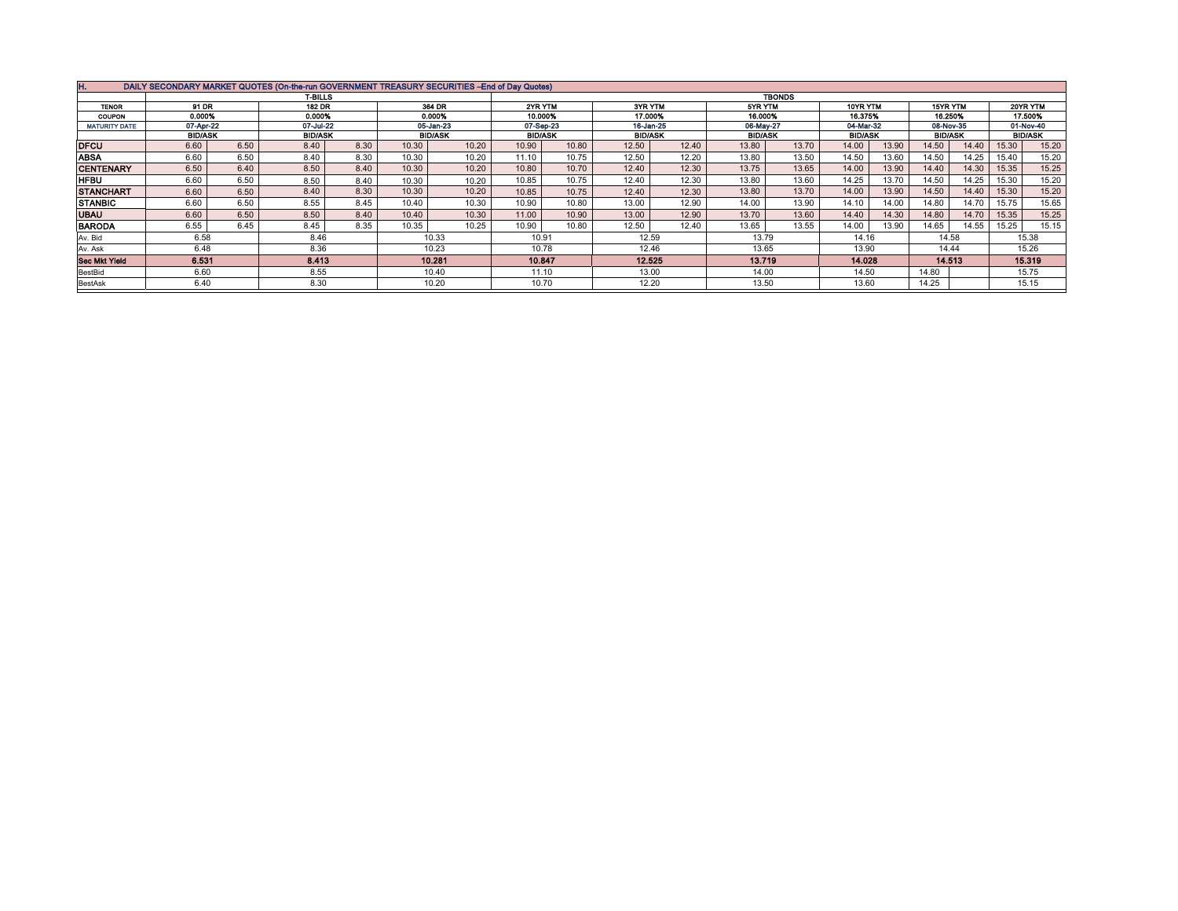## H. DAILY SECONDARY MARKET QUOTES (On-the-run GOVERNMENT TREASURY SECURITIES –End of Day Quotes)

| | T-BILLS | | | | | | TBONDS | | | | | | | | | | | |
|---|---|---|---|---|---|---|---|---|---|---|---|---|---|---|---|---|---|---|
| **TENOR** | **91 DR** | | **182 DR** | | **364 DR** | | **2YR YTM** | | **3YR YTM** | | **5YR YTM** | | **10YR YTM** | | **15YR YTM** | | **20YR YTM** | |
| **COUPON** | **0.000%** | | **0.000%** | | **0.000%** | | **10.000%** | | **17.000%** | | **16.000%** | | **16.375%** | | **16.250%** | | **17.500%** | |
| **MATURITY DATE** | **07-Apr-22** | | **07-Jul-22** | | **05-Jan-23** | | **07-Sep-23** | | **16-Jan-25** | | **06-May-27** | | **04-Mar-32** | | **08-Nov-35** | | **01-Nov-40** | |
| | **BID/ASK** | | **BID/ASK** | | **BID/ASK** | | **BID/ASK** | | **BID/ASK** | | **BID/ASK** | | **BID/ASK** | | **BID/ASK** | | **BID/ASK** | |
| **DFCU** | 6.60 | 6.50 | 8.40 | 8.30 | 10.30 | 10.20 | 10.90 | 10.80 | 12.50 | 12.40 | 13.80 | 13.70 | 14.00 | 13.90 | 14.50 | 14.40 | 15.30 | 15.20 |
| **ABSA** | 6.60 | 6.50 | 8.40 | 8.30 | 10.30 | 10.20 | 11.10 | 10.75 | 12.50 | 12.20 | 13.80 | 13.50 | 14.50 | 13.60 | 14.50 | 14.25 | 15.40 | 15.20 |
| **CENTENARY** | 6.50 | 6.40 | 8.50 | 8.40 | 10.30 | 10.20 | 10.80 | 10.70 | 12.40 | 12.30 | 13.75 | 13.65 | 14.00 | 13.90 | 14.40 | 14.30 | 15.35 | 15.25 |
| **HFBU** | 6.60 | 6.50 | 8.50 | 8.40 | 10.30 | 10.20 | 10.85 | 10.75 | 12.40 | 12.30 | 13.80 | 13.60 | 14.25 | 13.70 | 14.50 | 14.25 | 15.30 | 15.20 |
| **STANCHART** | 6.60 | 6.50 | 8.40 | 8.30 | 10.30 | 10.20 | 10.85 | 10.75 | 12.40 | 12.30 | 13.80 | 13.70 | 14.00 | 13.90 | 14.50 | 14.40 | 15.30 | 15.20 |
| **STANBIC** | 6.60 | 6.50 | 8.55 | 8.45 | 10.40 | 10.30 | 10.90 | 10.80 | 13.00 | 12.90 | 14.00 | 13.90 | 14.10 | 14.00 | 14.80 | 14.70 | 15.75 | 15.65 |
| **UBAU** | 6.60 | 6.50 | 8.50 | 8.40 | 10.40 | 10.30 | 11.00 | 10.90 | 13.00 | 12.90 | 13.70 | 13.60 | 14.40 | 14.30 | 14.80 | 14.70 | 15.35 | 15.25 |
| **BARODA** | 6.55 | 6.45 | 8.45 | 8.35 | 10.35 | 10.25 | 10.90 | 10.80 | 12.50 | 12.40 | 13.65 | 13.55 | 14.00 | 13.90 | 14.65 | 14.55 | 15.25 | 15.15 |
| Av. Bid | 6.58 | | 8.46 | | 10.33 | | 10.91 | | 12.59 | | 13.79 | | 14.16 | | 14.58 | | 15.38 | |
| Av. Ask | 6.48 | | 8.36 | | 10.23 | | 10.78 | | 12.46 | | 13.65 | | 13.90 | | 14.44 | | 15.26 | |
| **Sec Mkt Yield** | **6.531** | | **8.413** | | **10.281** | | **10.847** | | **12.525** | | **13.719** | | **14.028** | | **14.513** | | **15.319** | |
| BestBid | 6.60 | | 8.55 | | 10.40 | | 11.10 | | 13.00 | | 14.00 | | 14.50 | | 14.80 | | 15.75 | |
| BestAsk | 6.40 | | 8.30 | | 10.20 | | 10.70 | | 12.20 | | 13.50 | | 13.60 | | 14.25 | | 15.15 | |